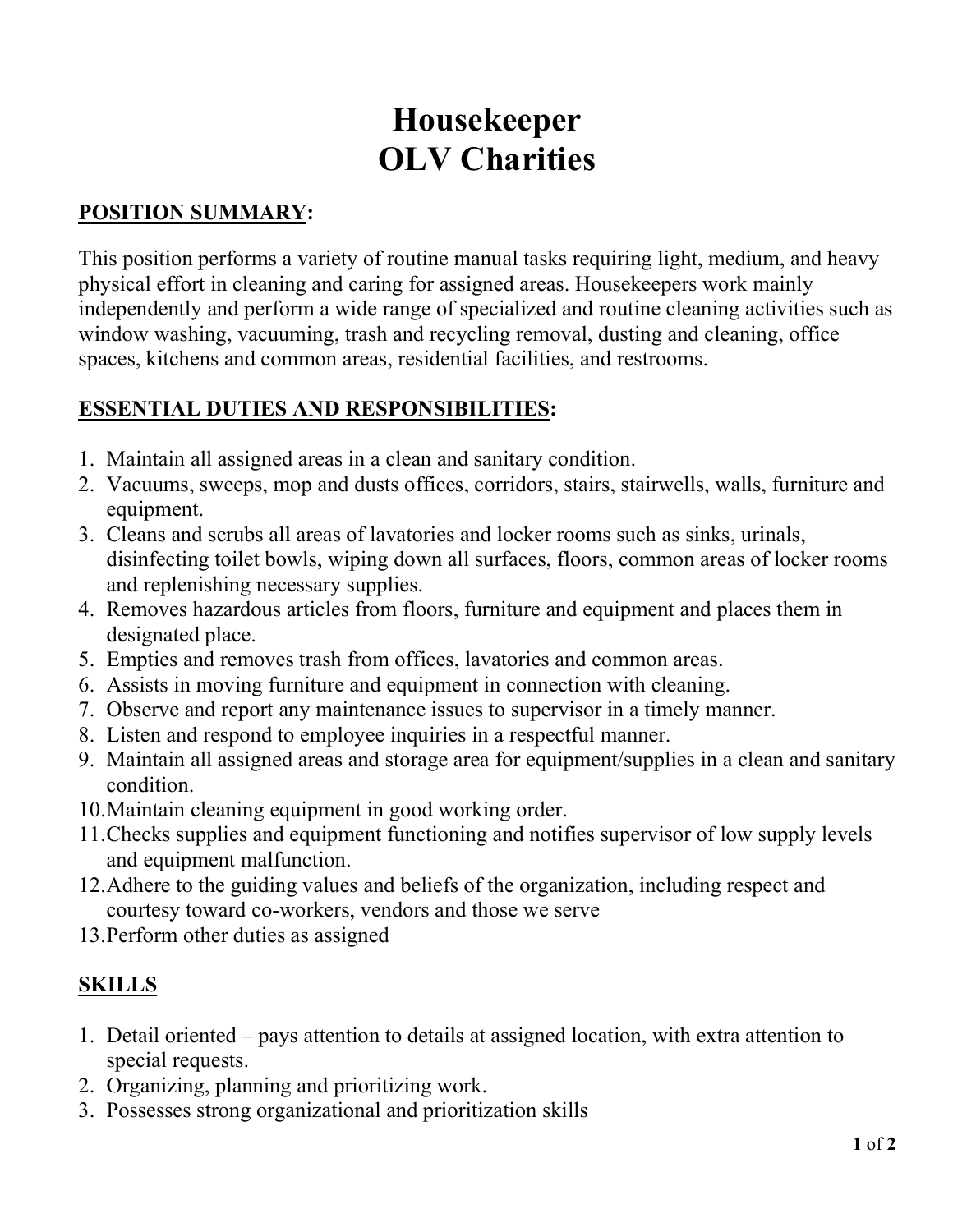# Housekeeper
# OLV Charities

## POSITION SUMMARY:

This position performs a variety of routine manual tasks requiring light, medium, and heavy physical effort in cleaning and caring for assigned areas. Housekeepers work mainly independently and perform a wide range of specialized and routine cleaning activities such as window washing, vacuuming, trash and recycling removal, dusting and cleaning, office spaces, kitchens and common areas, residential facilities, and restrooms.

## ESSENTIAL DUTIES AND RESPONSIBILITIES:

1. Maintain all assigned areas in a clean and sanitary condition.
2. Vacuums, sweeps, mop and dusts offices, corridors, stairs, stairwells, walls, furniture and equipment.
3. Cleans and scrubs all areas of lavatories and locker rooms such as sinks, urinals, disinfecting toilet bowls, wiping down all surfaces, floors, common areas of locker rooms and replenishing necessary supplies.
4. Removes hazardous articles from floors, furniture and equipment and places them in designated place.
5. Empties and removes trash from offices, lavatories and common areas.
6. Assists in moving furniture and equipment in connection with cleaning.
7. Observe and report any maintenance issues to supervisor in a timely manner.
8. Listen and respond to employee inquiries in a respectful manner.
9. Maintain all assigned areas and storage area for equipment/supplies in a clean and sanitary condition.
10. Maintain cleaning equipment in good working order.
11. Checks supplies and equipment functioning and notifies supervisor of low supply levels and equipment malfunction.
12. Adhere to the guiding values and beliefs of the organization, including respect and courtesy toward co-workers, vendors and those we serve
13. Perform other duties as assigned

## SKILLS

1. Detail oriented – pays attention to details at assigned location, with extra attention to special requests.
2. Organizing, planning and prioritizing work.
3. Possesses strong organizational and prioritization skills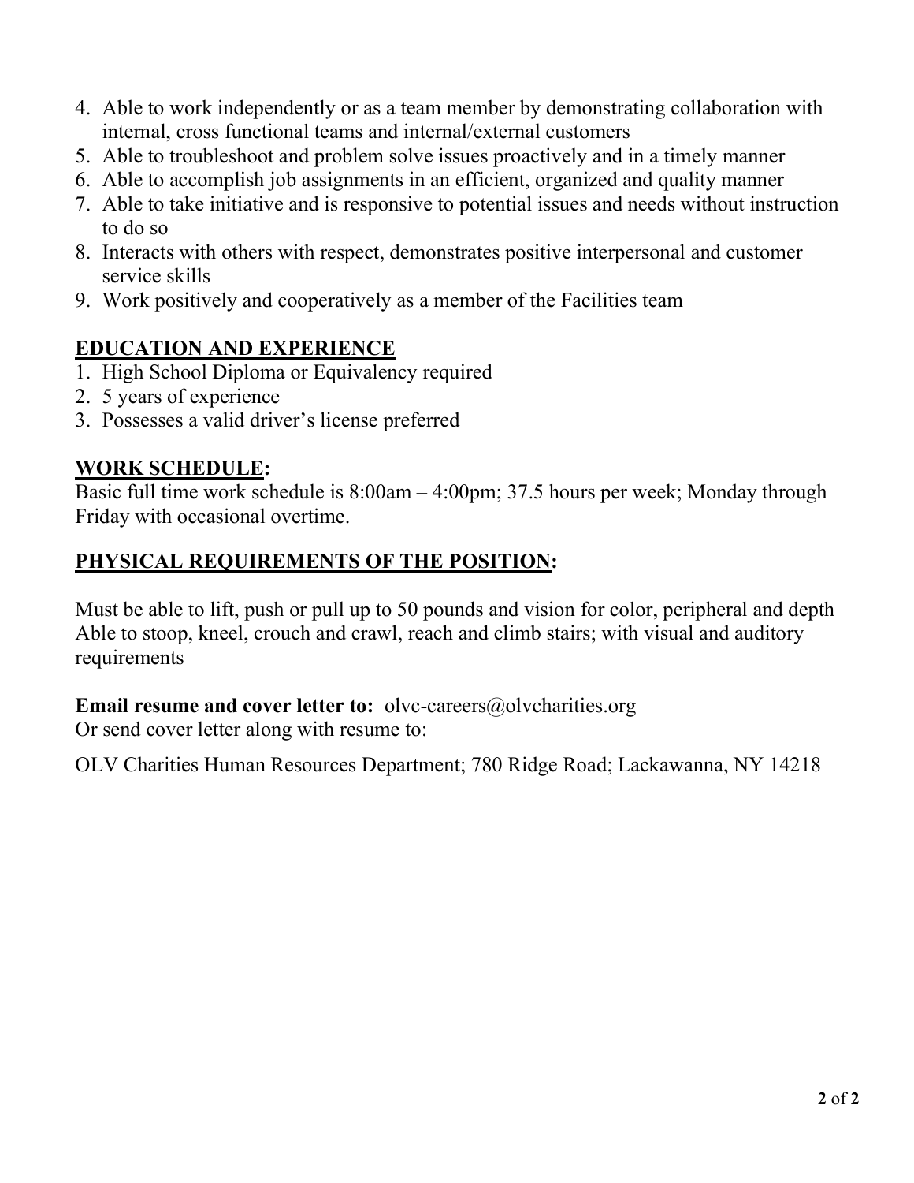4. Able to work independently or as a team member by demonstrating collaboration with internal, cross functional teams and internal/external customers
5. Able to troubleshoot and problem solve issues proactively and in a timely manner
6. Able to accomplish job assignments in an efficient, organized and quality manner
7. Able to take initiative and is responsive to potential issues and needs without instruction to do so
8. Interacts with others with respect, demonstrates positive interpersonal and customer service skills
9. Work positively and cooperatively as a member of the Facilities team

## EDUCATION AND EXPERIENCE

1. High School Diploma or Equivalency required
2. 5 years of experience
3. Possesses a valid driver's license preferred

## WORK SCHEDULE:

Basic full time work schedule is 8:00am – 4:00pm; 37.5 hours per week; Monday through Friday with occasional overtime.

## PHYSICAL REQUIREMENTS OF THE POSITION:

Must be able to lift, push or pull up to 50 pounds and vision for color, peripheral and depth
Able to stoop, kneel, crouch and crawl, reach and climb stairs; with visual and auditory requirements

**Email resume and cover letter to:** olvc-careers@olvcharities.org
Or send cover letter along with resume to:

OLV Charities Human Resources Department; 780 Ridge Road; Lackawanna, NY 14218